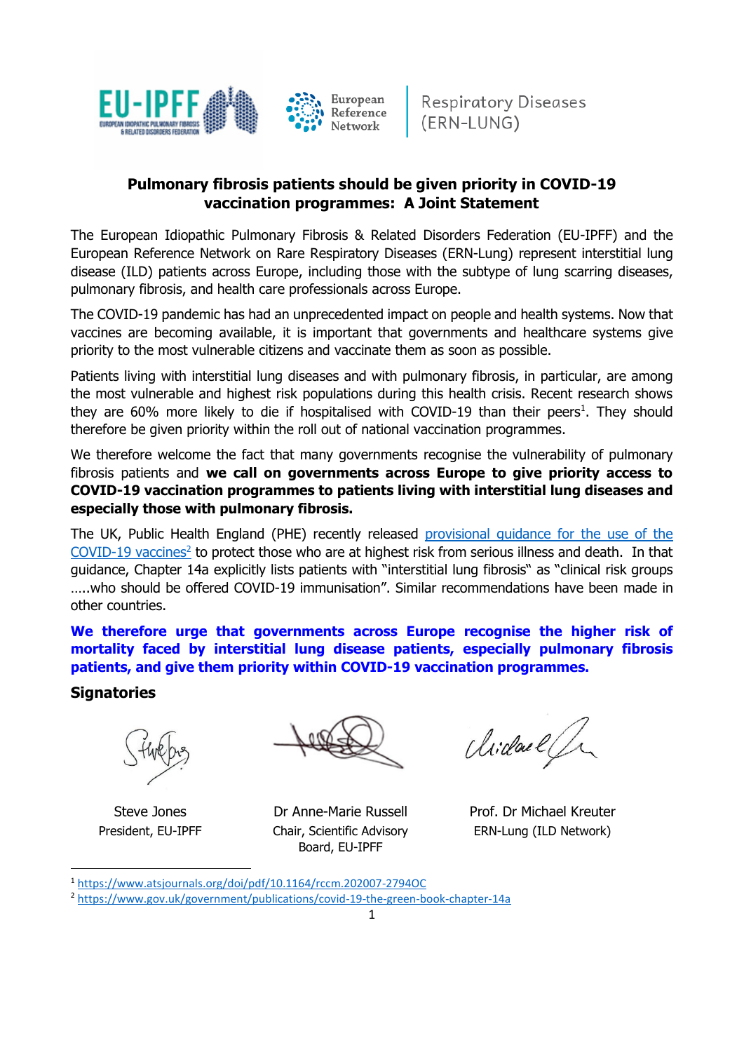EU-IPFF EUROPEAN IDIOPATHIC PULMONARY FIBROSIS & RELATED DISORDERS FEDERATION

European Reference Network | Respiratory Diseases (ERN-LUNG)

## Pulmonary fibrosis patients should be given priority in COVID-19 vaccination programmes: A Joint Statement

The European Idiopathic Pulmonary Fibrosis & Related Disorders Federation (EU-IPFF) and the European Reference Network on Rare Respiratory Diseases (ERN-Lung) represent interstitial lung disease (ILD) patients across Europe, including those with the subtype of lung scarring diseases, pulmonary fibrosis, and health care professionals across Europe.

The COVID-19 pandemic has had an unprecedented impact on people and health systems. Now that vaccines are becoming available, it is important that governments and healthcare systems give priority to the most vulnerable citizens and vaccinate them as soon as possible.

Patients living with interstitial lung diseases and with pulmonary fibrosis, in particular, are among the most vulnerable and highest risk populations during this health crisis. Recent research shows they are 60% more likely to die if hospitalised with COVID-19 than their peers[1]. They should therefore be given priority within the roll out of national vaccination programmes.

We therefore welcome the fact that many governments recognise the vulnerability of pulmonary fibrosis patients and **we call on governments across Europe to give priority access to COVID-19 vaccination programmes to patients living with interstitial lung diseases and especially those with pulmonary fibrosis.**

The UK, Public Health England (PHE) recently released provisional guidance for the use of the COVID-19 vaccines[2] to protect those who are at highest risk from serious illness and death. In that guidance, Chapter 14a explicitly lists patients with "interstitial lung fibrosis" as "clinical risk groups …..who should be offered COVID-19 immunisation". Similar recommendations have been made in other countries.

**We therefore urge that governments across Europe recognise the higher risk of mortality faced by interstitial lung disease patients, especially pulmonary fibrosis patients, and give them priority within COVID-19 vaccination programmes.**

### Signatories

| Steve Jones | Dr Anne-Marie Russell | Prof. Dr Michael Kreuter |
| --- | --- | --- |
| President, EU-IPFF | Chair, Scientific Advisory Board, EU-IPFF | ERN-Lung (ILD Network) |

---

[1] https://www.atsjournals.org/doi/pdf/10.1164/rccm.202007-2794OC

[2] https://www.gov.uk/government/publications/covid-19-the-green-book-chapter-14a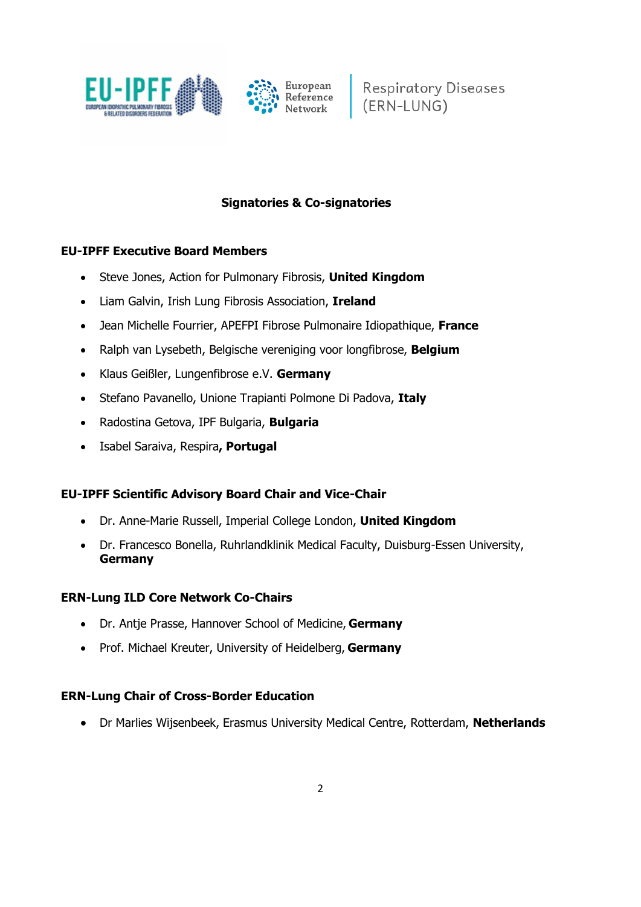**Signatories & Co-signatories**

**EU-IPFF Executive Board Members**

- Steve Jones, Action for Pulmonary Fibrosis, **United Kingdom**
- Liam Galvin, Irish Lung Fibrosis Association, **Ireland**
- Jean Michelle Fourrier, APEFPI Fibrose Pulmonaire Idiopathique, **France**
- Ralph van Lysebeth, Belgische vereniging voor longfibrose, **Belgium**
- Klaus Geißler, Lungenfibrose e.V. **Germany**
- Stefano Pavanello, Unione Trapianti Polmone Di Padova, **Italy**
- Radostina Getova, IPF Bulgaria, **Bulgaria**
- Isabel Saraiva, Respira**, Portugal**

**EU-IPFF Scientific Advisory Board Chair and Vice-Chair**

- Dr. Anne-Marie Russell, Imperial College London, **United Kingdom**
- Dr. Francesco Bonella, Ruhrlandklinik Medical Faculty, Duisburg-Essen University, **Germany**

**ERN-Lung ILD Core Network Co-Chairs**

- Dr. Antje Prasse, Hannover School of Medicine, **Germany**
- Prof. Michael Kreuter, University of Heidelberg, **Germany**

**ERN-Lung Chair of Cross-Border Education**

- Dr Marlies Wijsenbeek, Erasmus University Medical Centre, Rotterdam, **Netherlands**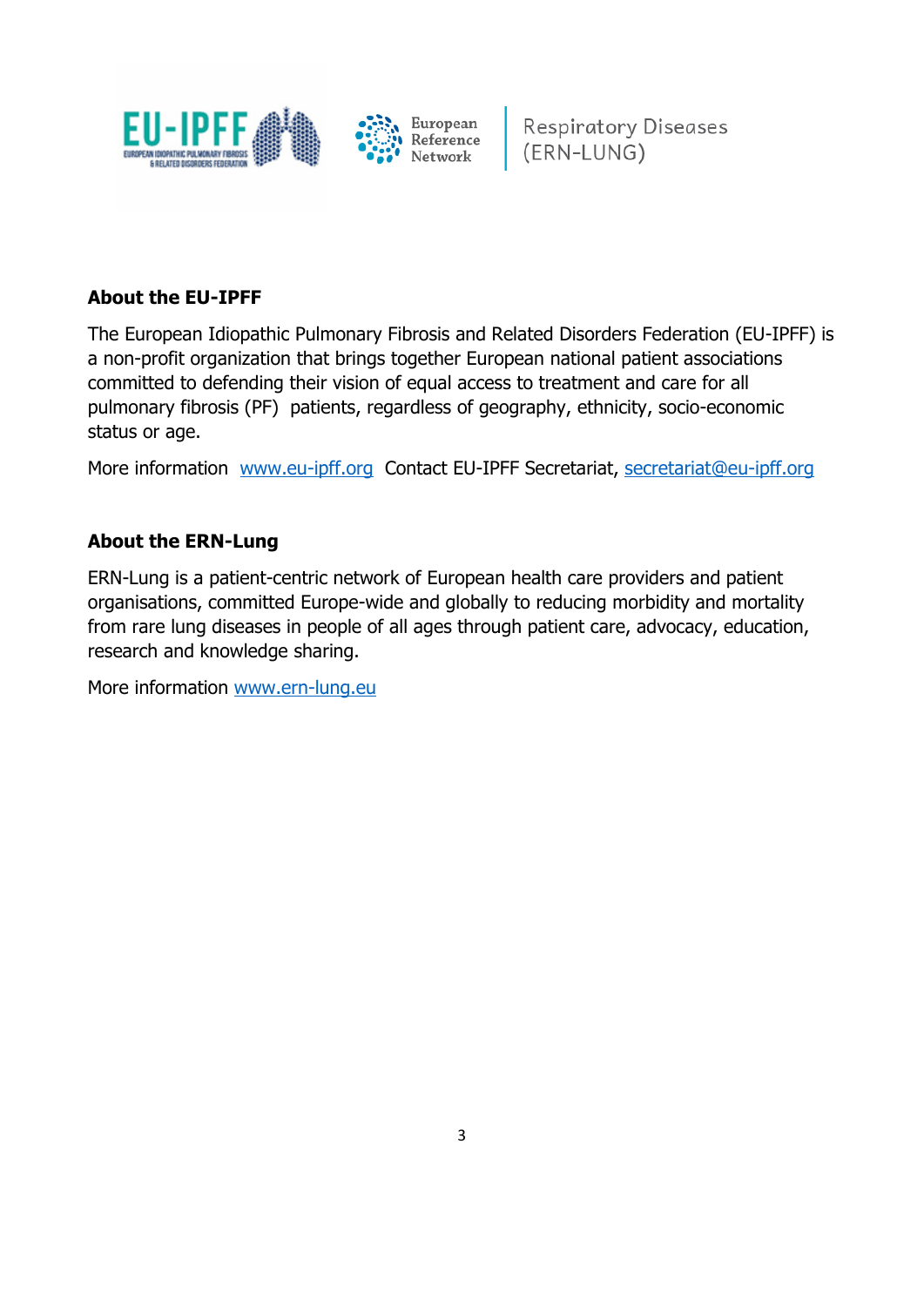## About the EU-IPFF

The European Idiopathic Pulmonary Fibrosis and Related Disorders Federation (EU-IPFF) is a non-profit organization that brings together European national patient associations committed to defending their vision of equal access to treatment and care for all pulmonary fibrosis (PF) patients, regardless of geography, ethnicity, socio-economic status or age.

More information [www.eu-ipff.org](http://www.eu-ipff.org) Contact EU-IPFF Secretariat, [secretariat@eu-ipff.org](mailto:secretariat@eu-ipff.org)

## About the ERN-Lung

ERN-Lung is a patient-centric network of European health care providers and patient organisations, committed Europe-wide and globally to reducing morbidity and mortality from rare lung diseases in people of all ages through patient care, advocacy, education, research and knowledge sharing.

More information [www.ern-lung.eu](http://www.ern-lung.eu)